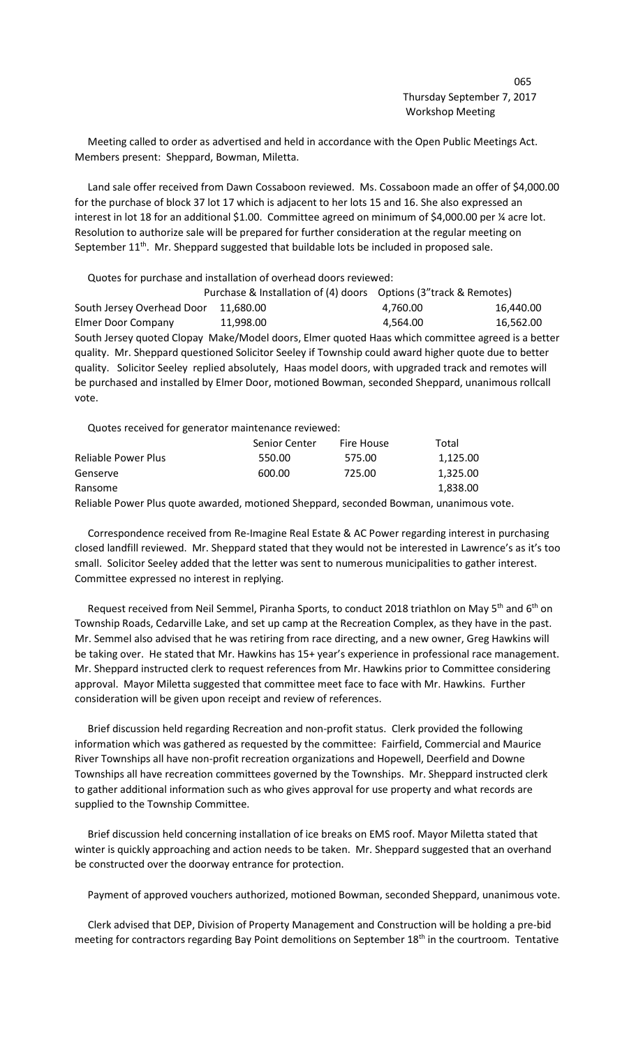Thursday September 7, 2017
Workshop Meeting

Meeting called to order as advertised and held in accordance with the Open Public Meetings Act. Members present: Sheppard, Bowman, Miletta.

Land sale offer received from Dawn Cossaboon reviewed. Ms. Cossaboon made an offer of $4,000.00 for the purchase of block 37 lot 17 which is adjacent to her lots 15 and 16. She also expressed an interest in lot 18 for an additional $1.00. Committee agreed on minimum of $4,000.00 per ¼ acre lot. Resolution to authorize sale will be prepared for further consideration at the regular meeting on September 11th. Mr. Sheppard suggested that buildable lots be included in proposed sale.

Quotes for purchase and installation of overhead doors reviewed:

| | Purchase & Installation of (4) doors | Options (3"track & Remotes) | |
|---|---|---|---|
| South Jersey Overhead Door | 11,680.00 | 4,760.00 | 16,440.00 |
| Elmer Door Company | 11,998.00 | 4,564.00 | 16,562.00 |

South Jersey quoted Clopay Make/Model doors, Elmer quoted Haas which committee agreed is a better quality. Mr. Sheppard questioned Solicitor Seeley if Township could award higher quote due to better quality. Solicitor Seeley replied absolutely, Haas model doors, with upgraded track and remotes will be purchased and installed by Elmer Door, motioned Bowman, seconded Sheppard, unanimous rollcall vote.

Quotes received for generator maintenance reviewed:

| | Senior Center | Fire House | Total |
|---|---|---|---|
| Reliable Power Plus | 550.00 | 575.00 | 1,125.00 |
| Genserve | 600.00 | 725.00 | 1,325.00 |
| Ransome | | | 1,838.00 |

Reliable Power Plus quote awarded, motioned Sheppard, seconded Bowman, unanimous vote.

Correspondence received from Re-Imagine Real Estate & AC Power regarding interest in purchasing closed landfill reviewed. Mr. Sheppard stated that they would not be interested in Lawrence's as it's too small. Solicitor Seeley added that the letter was sent to numerous municipalities to gather interest. Committee expressed no interest in replying.

Request received from Neil Semmel, Piranha Sports, to conduct 2018 triathlon on May 5th and 6th on Township Roads, Cedarville Lake, and set up camp at the Recreation Complex, as they have in the past. Mr. Semmel also advised that he was retiring from race directing, and a new owner, Greg Hawkins will be taking over. He stated that Mr. Hawkins has 15+ year's experience in professional race management. Mr. Sheppard instructed clerk to request references from Mr. Hawkins prior to Committee considering approval. Mayor Miletta suggested that committee meet face to face with Mr. Hawkins. Further consideration will be given upon receipt and review of references.

Brief discussion held regarding Recreation and non-profit status. Clerk provided the following information which was gathered as requested by the committee: Fairfield, Commercial and Maurice River Townships all have non-profit recreation organizations and Hopewell, Deerfield and Downe Townships all have recreation committees governed by the Townships. Mr. Sheppard instructed clerk to gather additional information such as who gives approval for use property and what records are supplied to the Township Committee.

Brief discussion held concerning installation of ice breaks on EMS roof. Mayor Miletta stated that winter is quickly approaching and action needs to be taken. Mr. Sheppard suggested that an overhand be constructed over the doorway entrance for protection.

Payment of approved vouchers authorized, motioned Bowman, seconded Sheppard, unanimous vote.

Clerk advised that DEP, Division of Property Management and Construction will be holding a pre-bid meeting for contractors regarding Bay Point demolitions on September 18th in the courtroom. Tentative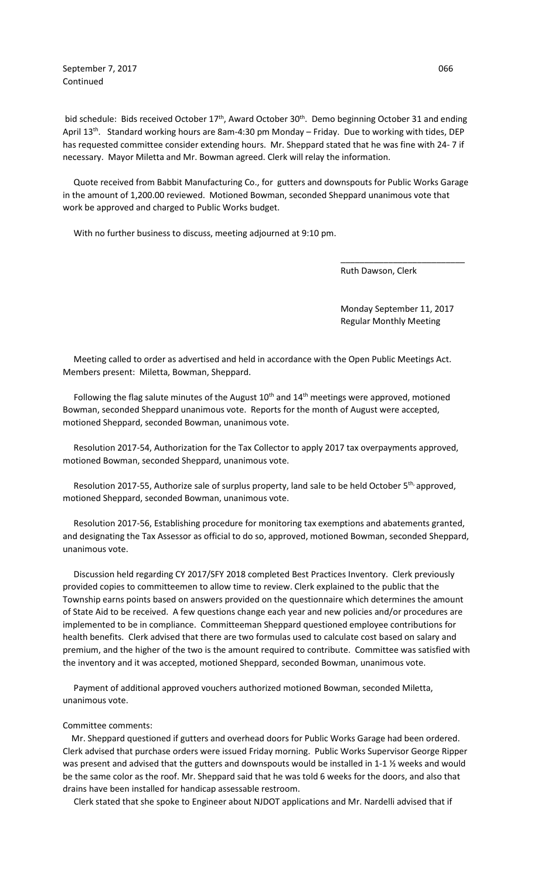September 7, 2017
Continued

bid schedule: Bids received October 17th, Award October 30th. Demo beginning October 31 and ending April 13th. Standard working hours are 8am-4:30 pm Monday – Friday. Due to working with tides, DEP has requested committee consider extending hours. Mr. Sheppard stated that he was fine with 24- 7 if necessary. Mayor Miletta and Mr. Bowman agreed. Clerk will relay the information.

Quote received from Babbit Manufacturing Co., for gutters and downspouts for Public Works Garage in the amount of 1,200.00 reviewed. Motioned Bowman, seconded Sheppard unanimous vote that work be approved and charged to Public Works budget.

With no further business to discuss, meeting adjourned at 9:10 pm.

\_\_\_\_\_\_\_\_\_\_\_\_\_\_\_\_\_\_\_\_\_\_\_\_\_\_

Ruth Dawson, Clerk

Monday September 11, 2017
Regular Monthly Meeting

Meeting called to order as advertised and held in accordance with the Open Public Meetings Act. Members present: Miletta, Bowman, Sheppard.

Following the flag salute minutes of the August 10th and 14th meetings were approved, motioned Bowman, seconded Sheppard unanimous vote. Reports for the month of August were accepted, motioned Sheppard, seconded Bowman, unanimous vote.

Resolution 2017-54, Authorization for the Tax Collector to apply 2017 tax overpayments approved, motioned Bowman, seconded Sheppard, unanimous vote.

Resolution 2017-55, Authorize sale of surplus property, land sale to be held October 5th, approved, motioned Sheppard, seconded Bowman, unanimous vote.

Resolution 2017-56, Establishing procedure for monitoring tax exemptions and abatements granted, and designating the Tax Assessor as official to do so, approved, motioned Bowman, seconded Sheppard, unanimous vote.

Discussion held regarding CY 2017/SFY 2018 completed Best Practices Inventory. Clerk previously provided copies to committeemen to allow time to review. Clerk explained to the public that the Township earns points based on answers provided on the questionnaire which determines the amount of State Aid to be received. A few questions change each year and new policies and/or procedures are implemented to be in compliance. Committeeman Sheppard questioned employee contributions for health benefits. Clerk advised that there are two formulas used to calculate cost based on salary and premium, and the higher of the two is the amount required to contribute. Committee was satisfied with the inventory and it was accepted, motioned Sheppard, seconded Bowman, unanimous vote.

Payment of additional approved vouchers authorized motioned Bowman, seconded Miletta, unanimous vote.

Committee comments:

Mr. Sheppard questioned if gutters and overhead doors for Public Works Garage had been ordered. Clerk advised that purchase orders were issued Friday morning. Public Works Supervisor George Ripper was present and advised that the gutters and downspouts would be installed in 1-1 ½ weeks and would be the same color as the roof. Mr. Sheppard said that he was told 6 weeks for the doors, and also that drains have been installed for handicap assessable restroom.

Clerk stated that she spoke to Engineer about NJDOT applications and Mr. Nardelli advised that if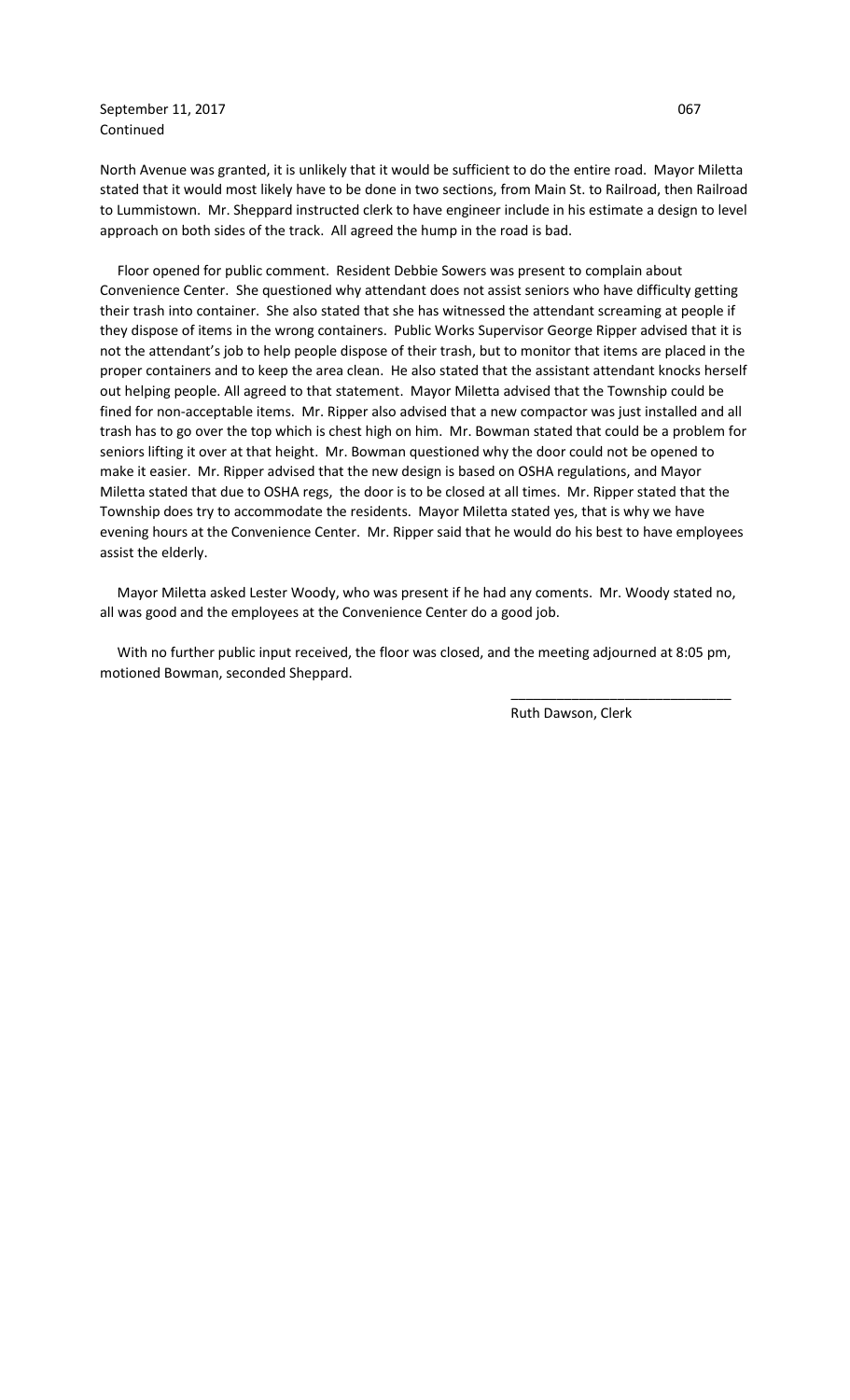September 11, 2017
Continued

North Avenue was granted, it is unlikely that it would be sufficient to do the entire road. Mayor Miletta stated that it would most likely have to be done in two sections, from Main St. to Railroad, then Railroad to Lummistown. Mr. Sheppard instructed clerk to have engineer include in his estimate a design to level approach on both sides of the track. All agreed the hump in the road is bad.

Floor opened for public comment. Resident Debbie Sowers was present to complain about Convenience Center. She questioned why attendant does not assist seniors who have difficulty getting their trash into container. She also stated that she has witnessed the attendant screaming at people if they dispose of items in the wrong containers. Public Works Supervisor George Ripper advised that it is not the attendant's job to help people dispose of their trash, but to monitor that items are placed in the proper containers and to keep the area clean. He also stated that the assistant attendant knocks herself out helping people. All agreed to that statement. Mayor Miletta advised that the Township could be fined for non-acceptable items. Mr. Ripper also advised that a new compactor was just installed and all trash has to go over the top which is chest high on him. Mr. Bowman stated that could be a problem for seniors lifting it over at that height. Mr. Bowman questioned why the door could not be opened to make it easier. Mr. Ripper advised that the new design is based on OSHA regulations, and Mayor Miletta stated that due to OSHA regs, the door is to be closed at all times. Mr. Ripper stated that the Township does try to accommodate the residents. Mayor Miletta stated yes, that is why we have evening hours at the Convenience Center. Mr. Ripper said that he would do his best to have employees assist the elderly.

Mayor Miletta asked Lester Woody, who was present if he had any coments. Mr. Woody stated no, all was good and the employees at the Convenience Center do a good job.

With no further public input received, the floor was closed, and the meeting adjourned at 8:05 pm, motioned Bowman, seconded Sheppard.

\_\_\_\_\_\_\_\_\_\_\_\_\_\_\_\_\_\_\_\_\_\_\_\_\_\_\_\_\_\_

Ruth Dawson, Clerk